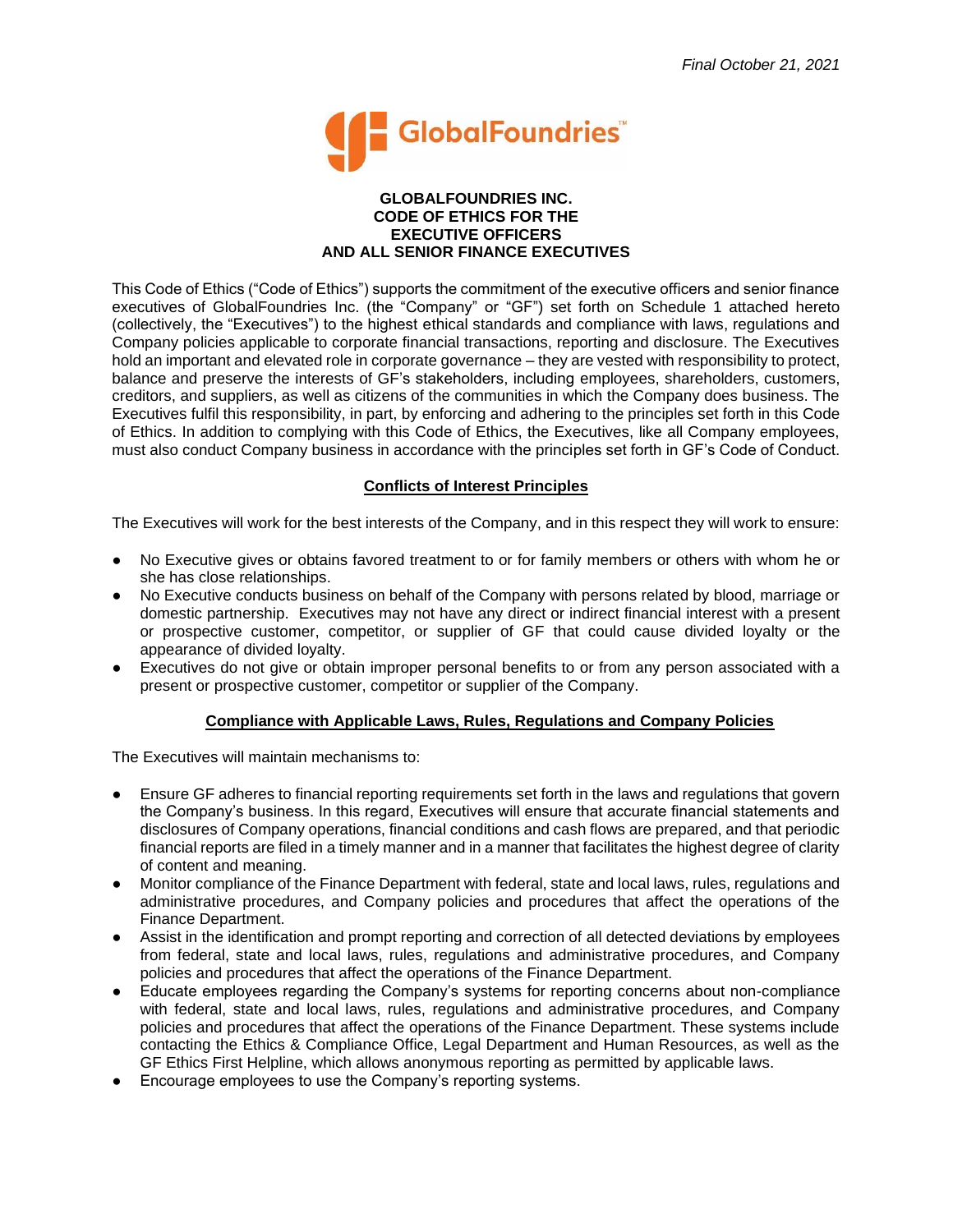*Final October 21, 2021*

# GLOBALFOUNDRIES INC.
# CODE OF ETHICS FOR THE EXECUTIVE OFFICERS AND ALL SENIOR FINANCE EXECUTIVES

This Code of Ethics ("Code of Ethics") supports the commitment of the executive officers and senior finance executives of GlobalFoundries Inc. (the "Company" or "GF") set forth on Schedule 1 attached hereto (collectively, the "Executives") to the highest ethical standards and compliance with laws, regulations and Company policies applicable to corporate financial transactions, reporting and disclosure. The Executives hold an important and elevated role in corporate governance – they are vested with responsibility to protect, balance and preserve the interests of GF's stakeholders, including employees, shareholders, customers, creditors, and suppliers, as well as citizens of the communities in which the Company does business. The Executives fulfil this responsibility, in part, by enforcing and adhering to the principles set forth in this Code of Ethics. In addition to complying with this Code of Ethics, the Executives, like all Company employees, must also conduct Company business in accordance with the principles set forth in GF's Code of Conduct.

## Conflicts of Interest Principles

The Executives will work for the best interests of the Company, and in this respect they will work to ensure:

- No Executive gives or obtains favored treatment to or for family members or others with whom he or she has close relationships.
- No Executive conducts business on behalf of the Company with persons related by blood, marriage or domestic partnership. Executives may not have any direct or indirect financial interest with a present or prospective customer, competitor, or supplier of GF that could cause divided loyalty or the appearance of divided loyalty.
- Executives do not give or obtain improper personal benefits to or from any person associated with a present or prospective customer, competitor or supplier of the Company.

## Compliance with Applicable Laws, Rules, Regulations and Company Policies

The Executives will maintain mechanisms to:

- Ensure GF adheres to financial reporting requirements set forth in the laws and regulations that govern the Company's business. In this regard, Executives will ensure that accurate financial statements and disclosures of Company operations, financial conditions and cash flows are prepared, and that periodic financial reports are filed in a timely manner and in a manner that facilitates the highest degree of clarity of content and meaning.
- Monitor compliance of the Finance Department with federal, state and local laws, rules, regulations and administrative procedures, and Company policies and procedures that affect the operations of the Finance Department.
- Assist in the identification and prompt reporting and correction of all detected deviations by employees from federal, state and local laws, rules, regulations and administrative procedures, and Company policies and procedures that affect the operations of the Finance Department.
- Educate employees regarding the Company's systems for reporting concerns about non-compliance with federal, state and local laws, rules, regulations and administrative procedures, and Company policies and procedures that affect the operations of the Finance Department. These systems include contacting the Ethics & Compliance Office, Legal Department and Human Resources, as well as the GF Ethics First Helpline, which allows anonymous reporting as permitted by applicable laws.
- Encourage employees to use the Company's reporting systems.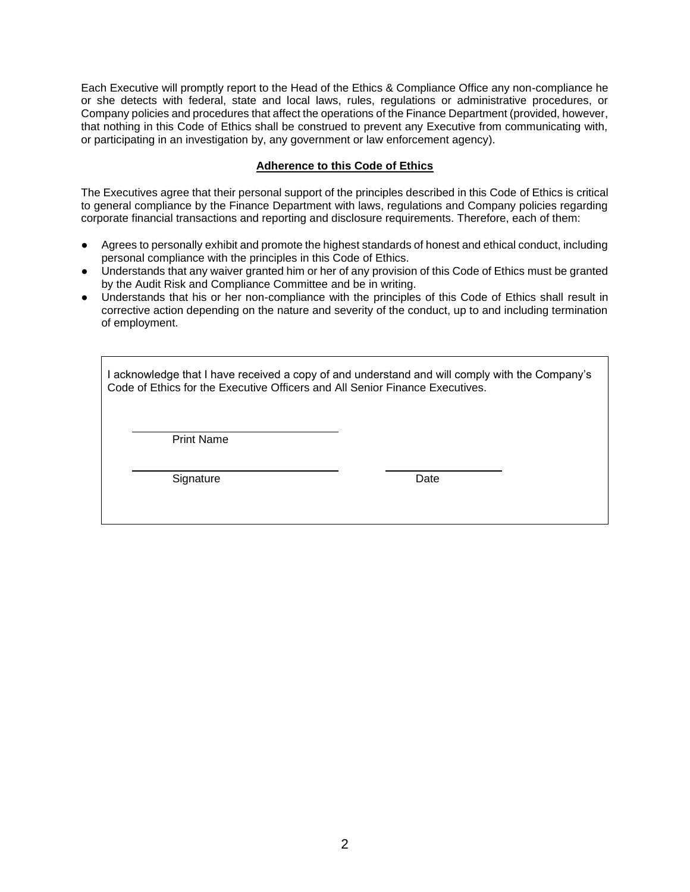Each Executive will promptly report to the Head of the Ethics & Compliance Office any non-compliance he or she detects with federal, state and local laws, rules, regulations or administrative procedures, or Company policies and procedures that affect the operations of the Finance Department (provided, however, that nothing in this Code of Ethics shall be construed to prevent any Executive from communicating with, or participating in an investigation by, any government or law enforcement agency).

**Adherence to this Code of Ethics**

The Executives agree that their personal support of the principles described in this Code of Ethics is critical to general compliance by the Finance Department with laws, regulations and Company policies regarding corporate financial transactions and reporting and disclosure requirements. Therefore, each of them:

- Agrees to personally exhibit and promote the highest standards of honest and ethical conduct, including personal compliance with the principles in this Code of Ethics.
- Understands that any waiver granted him or her of any provision of this Code of Ethics must be granted by the Audit Risk and Compliance Committee and be in writing.
- Understands that his or her non-compliance with the principles of this Code of Ethics shall result in corrective action depending on the nature and severity of the conduct, up to and including termination of employment.

I acknowledge that I have received a copy of and understand and will comply with the Company's Code of Ethics for the Executive Officers and All Senior Finance Executives.

\_\_\_\_\_\_\_\_\_\_\_\_\_\_\_\_\_\_\_\_\_\_\_\_\_\_\_\_\_\_
Print Name

\_\_\_\_\_\_\_\_\_\_\_\_\_\_\_\_\_\_\_\_\_\_\_\_\_\_\_\_\_\_ \_\_\_\_\_\_\_\_\_\_\_\_\_\_\_\_
Signature Date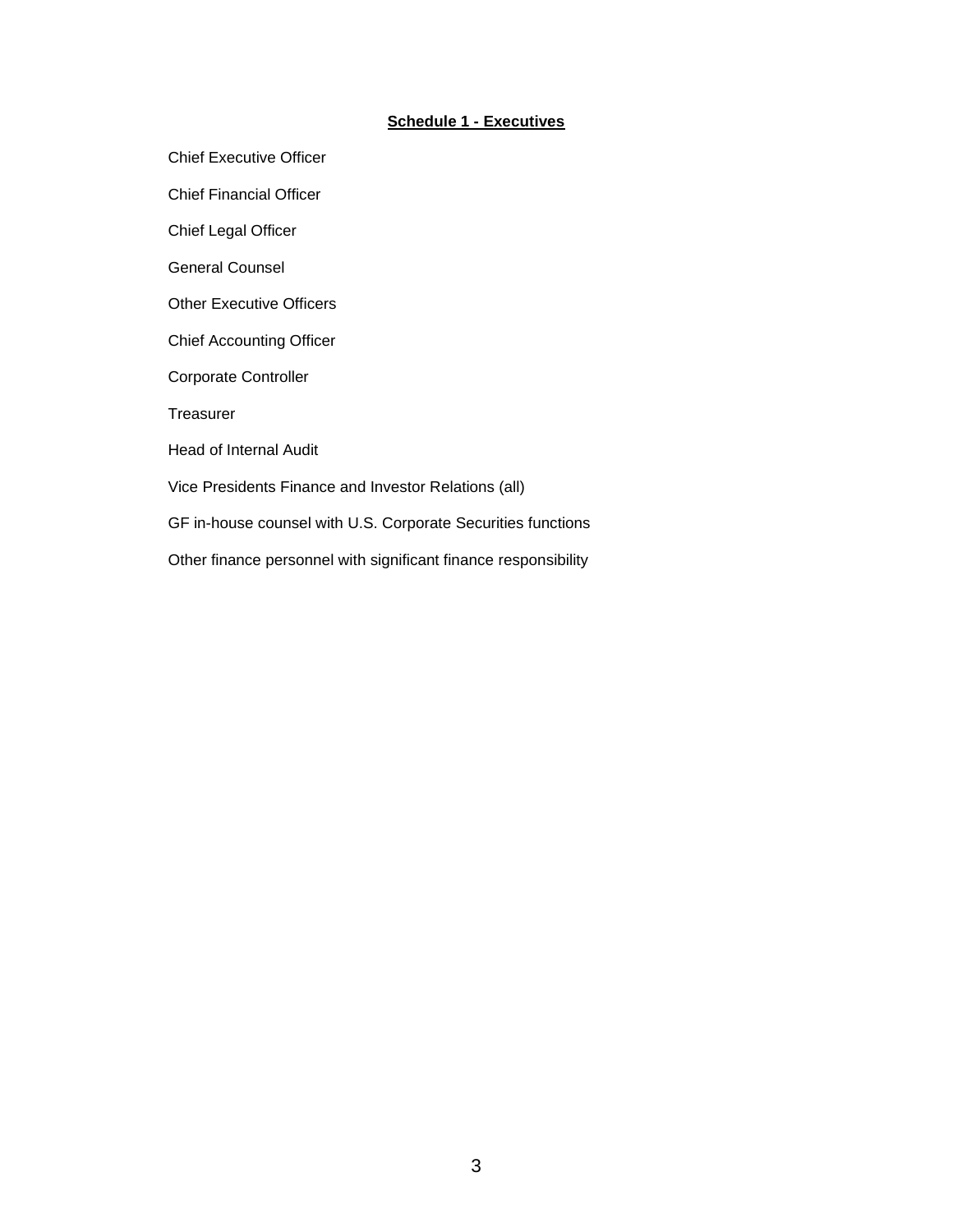**Schedule 1 - Executives**

Chief Executive Officer

Chief Financial Officer

Chief Legal Officer

General Counsel

Other Executive Officers

Chief Accounting Officer

Corporate Controller

Treasurer

Head of Internal Audit

Vice Presidents Finance and Investor Relations (all)

GF in-house counsel with U.S. Corporate Securities functions

Other finance personnel with significant finance responsibility